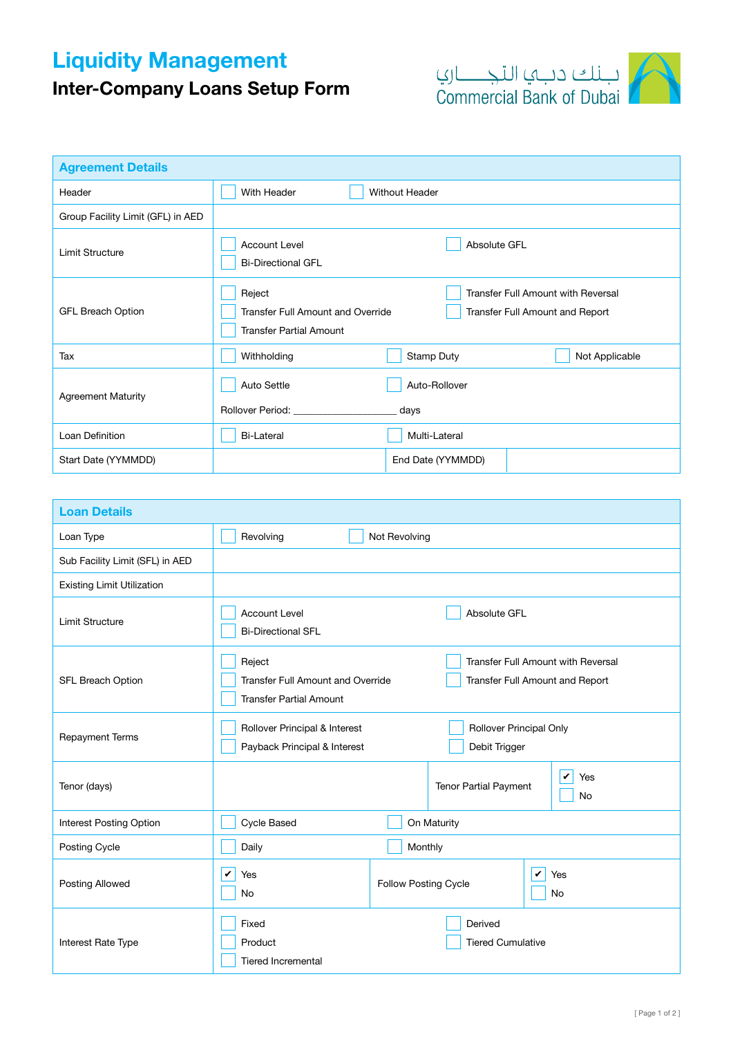# Liquidity Management

## Inter-Company Loans Setup Form

بـنـك دبـي التجـــــاري
Commercial Bank of Dubai

| Agreement Details | | | |
|---|---|---|---|
| Header | ☐ With Header ☐ Without Header | | |
| Group Facility Limit (GFL) in AED | | | |
| Limit Structure | ☐ Account Level ☐ Absolute GFL ☐ Bi-Directional GFL | | |
| GFL Breach Option | ☐ Reject ☐ Transfer Full Amount with Reversal ☐ Transfer Full Amount and Override ☐ Transfer Full Amount and Report ☐ Transfer Partial Amount | | |
| Tax | ☐ Withholding ☐ Stamp Duty ☐ Not Applicable | | |
| Agreement Maturity | ☐ Auto Settle ☐ Auto-Rollover<br>Rollover Period: ___________________ days | | |
| Loan Definition | ☐ Bi-Lateral ☐ Multi-Lateral | | |
| Start Date (YYMMDD) | | End Date (YYMMDD) | |

| Loan Details | | | |
|---|---|---|---|
| Loan Type | ☐ Revolving ☐ Not Revolving | | |
| Sub Facility Limit (SFL) in AED | | | |
| Existing Limit Utilization | | | |
| Limit Structure | ☐ Account Level ☐ Absolute GFL ☐ Bi-Directional SFL | | |
| SFL Breach Option | ☐ Reject ☐ Transfer Full Amount with Reversal ☐ Transfer Full Amount and Override ☐ Transfer Full Amount and Report ☐ Transfer Partial Amount | | |
| Repayment Terms | ☐ Rollover Principal & Interest ☐ Rollover Principal Only ☐ Payback Principal & Interest ☐ Debit Trigger | | |
| Tenor (days) | | Tenor Partial Payment | ☑ Yes ☐ No |
| Interest Posting Option | ☐ Cycle Based ☐ On Maturity | | |
| Posting Cycle | ☐ Daily ☐ Monthly | | |
| Posting Allowed | ☑ Yes ☐ No | Follow Posting Cycle | ☑ Yes ☐ No |
| Interest Rate Type | ☐ Fixed ☐ Derived ☐ Product ☐ Tiered Cumulative ☐ Tiered Incremental | | |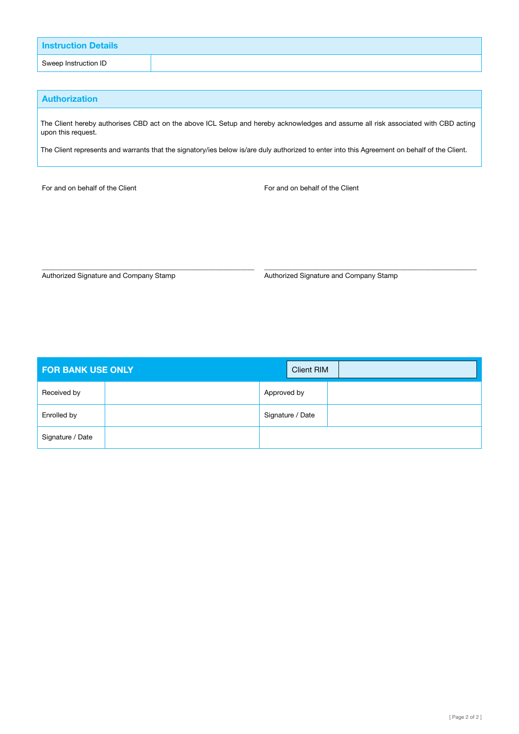## Instruction Details

| | |
|---|---|
| Sweep Instruction ID | |

## Authorization

The Client hereby authorises CBD act on the above ICL Setup and hereby acknowledges and assume all risk associated with CBD acting upon this request.

The Client represents and warrants that the signatory/ies below is/are duly authorized to enter into this Agreement on behalf of the Client.

| | |
|---|---|
| For and on behalf of the Client | For and on behalf of the Client |
| \_\_\_\_\_\_\_\_\_\_\_\_\_\_\_\_\_\_\_\_\_\_\_\_\_\_\_\_\_\_ | \_\_\_\_\_\_\_\_\_\_\_\_\_\_\_\_\_\_\_\_\_\_\_\_\_\_\_\_\_\_ |
| Authorized Signature and Company Stamp | Authorized Signature and Company Stamp |

| FOR BANK USE ONLY | | Client RIM | |
|---|---|---|---|
| Received by | | Approved by | |
| Enrolled by | | Signature / Date | |
| Signature / Date | | | |